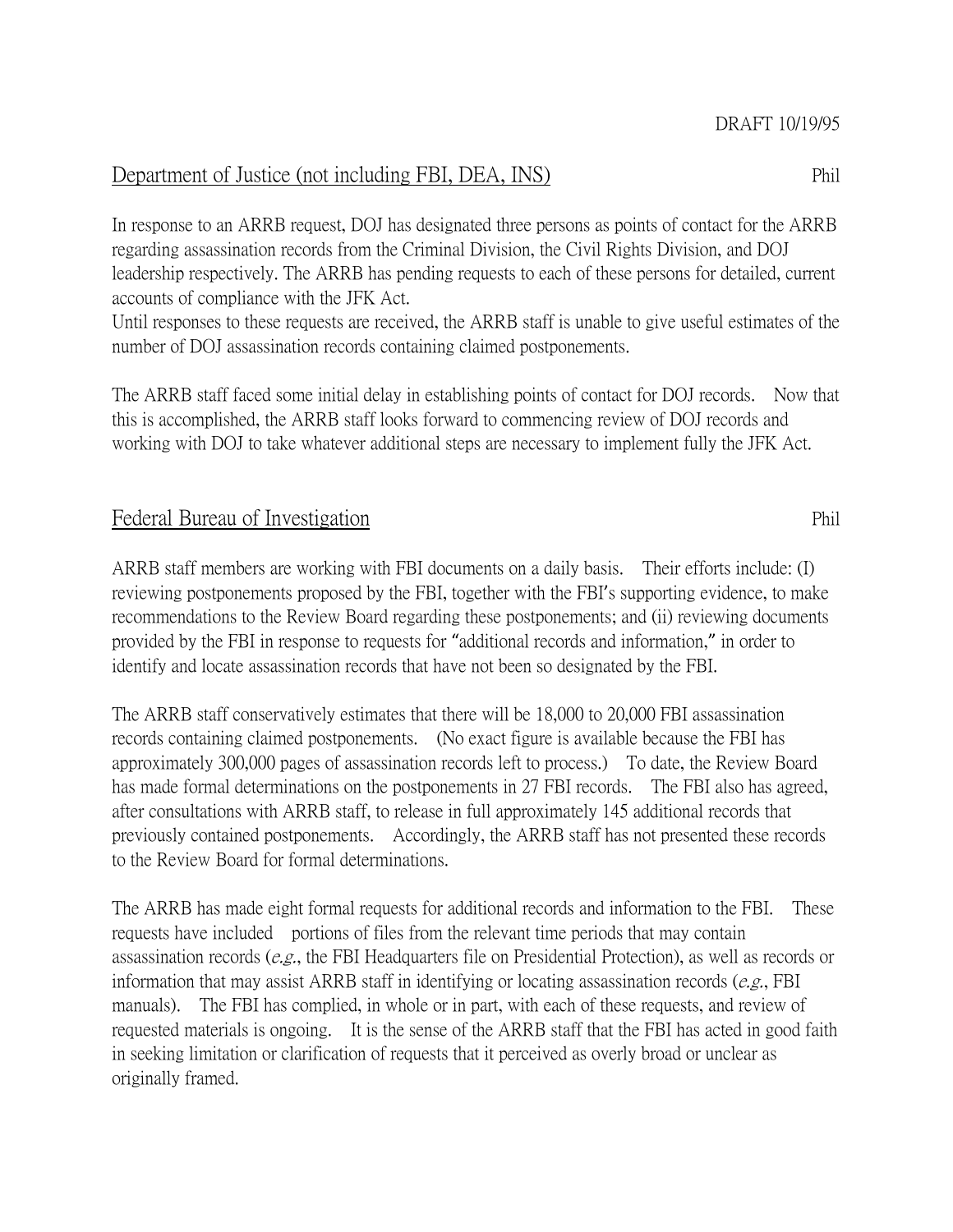DRAFT 10/19/95

## Department of Justice (not including FBI, DEA, INS) Phil

In response to an ARRB request, DOJ has designated three persons as points of contact for the ARRB regarding assassination records from the Criminal Division, the Civil Rights Division, and DOJ leadership respectively. The ARRB has pending requests to each of these persons for detailed, current accounts of compliance with the JFK Act.
Until responses to these requests are received, the ARRB staff is unable to give useful estimates of the number of DOJ assassination records containing claimed postponements.

The ARRB staff faced some initial delay in establishing points of contact for DOJ records. Now that this is accomplished, the ARRB staff looks forward to commencing review of DOJ records and working with DOJ to take whatever additional steps are necessary to implement fully the JFK Act.

## Federal Bureau of Investigation Phil

ARRB staff members are working with FBI documents on a daily basis. Their efforts include: (I) reviewing postponements proposed by the FBI, together with the FBI's supporting evidence, to make recommendations to the Review Board regarding these postponements; and (ii) reviewing documents provided by the FBI in response to requests for "additional records and information," in order to identify and locate assassination records that have not been so designated by the FBI.

The ARRB staff conservatively estimates that there will be 18,000 to 20,000 FBI assassination records containing claimed postponements. (No exact figure is available because the FBI has approximately 300,000 pages of assassination records left to process.) To date, the Review Board has made formal determinations on the postponements in 27 FBI records. The FBI also has agreed, after consultations with ARRB staff, to release in full approximately 145 additional records that previously contained postponements. Accordingly, the ARRB staff has not presented these records to the Review Board for formal determinations.

The ARRB has made eight formal requests for additional records and information to the FBI. These requests have included portions of files from the relevant time periods that may contain assassination records (*e.g.*, the FBI Headquarters file on Presidential Protection), as well as records or information that may assist ARRB staff in identifying or locating assassination records (*e.g.*, FBI manuals). The FBI has complied, in whole or in part, with each of these requests, and review of requested materials is ongoing. It is the sense of the ARRB staff that the FBI has acted in good faith in seeking limitation or clarification of requests that it perceived as overly broad or unclear as originally framed.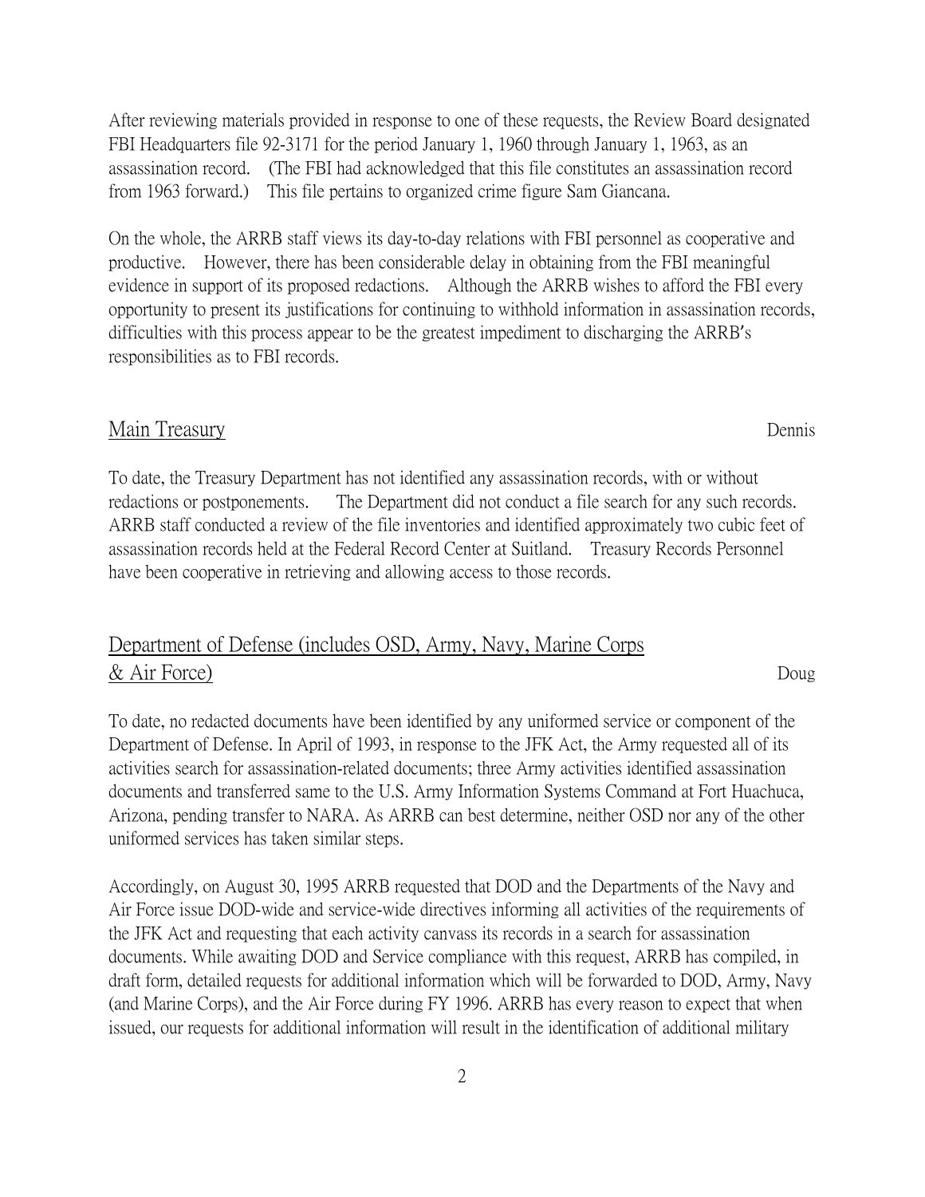After reviewing materials provided in response to one of these requests, the Review Board designated FBI Headquarters file 92-3171 for the period January 1, 1960 through January 1, 1963, as an assassination record. (The FBI had acknowledged that this file constitutes an assassination record from 1963 forward.) This file pertains to organized crime figure Sam Giancana.

On the whole, the ARRB staff views its day-to-day relations with FBI personnel as cooperative and productive. However, there has been considerable delay in obtaining from the FBI meaningful evidence in support of its proposed redactions. Although the ARRB wishes to afford the FBI every opportunity to present its justifications for continuing to withhold information in assassination records, difficulties with this process appear to be the greatest impediment to discharging the ARRB's responsibilities as to FBI records.

## Main Treasury — Dennis

To date, the Treasury Department has not identified any assassination records, with or without redactions or postponements. The Department did not conduct a file search for any such records. ARRB staff conducted a review of the file inventories and identified approximately two cubic feet of assassination records held at the Federal Record Center at Suitland. Treasury Records Personnel have been cooperative in retrieving and allowing access to those records.

## Department of Defense (includes OSD, Army, Navy, Marine Corps & Air Force) — Doug

To date, no redacted documents have been identified by any uniformed service or component of the Department of Defense. In April of 1993, in response to the JFK Act, the Army requested all of its activities search for assassination-related documents; three Army activities identified assassination documents and transferred same to the U.S. Army Information Systems Command at Fort Huachuca, Arizona, pending transfer to NARA. As ARRB can best determine, neither OSD nor any of the other uniformed services has taken similar steps.

Accordingly, on August 30, 1995 ARRB requested that DOD and the Departments of the Navy and Air Force issue DOD-wide and service-wide directives informing all activities of the requirements of the JFK Act and requesting that each activity canvass its records in a search for assassination documents. While awaiting DOD and Service compliance with this request, ARRB has compiled, in draft form, detailed requests for additional information which will be forwarded to DOD, Army, Navy (and Marine Corps), and the Air Force during FY 1996. ARRB has every reason to expect that when issued, our requests for additional information will result in the identification of additional military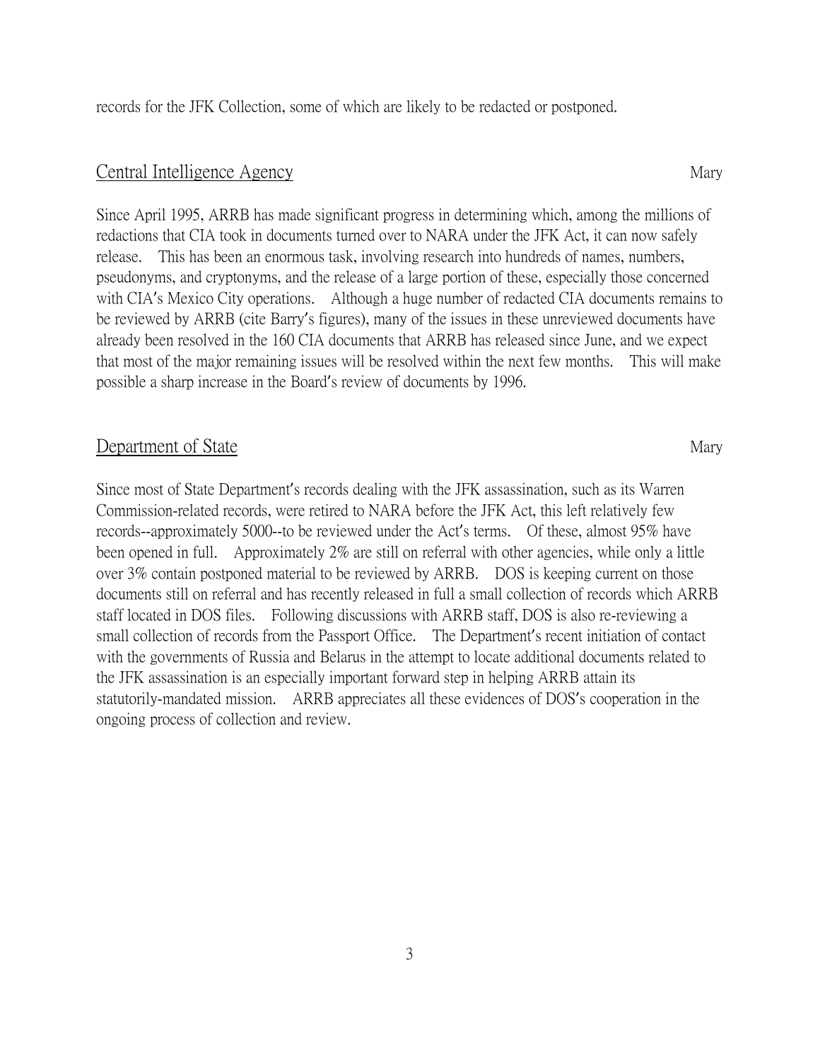records for the JFK Collection, some of which are likely to be redacted or postponed.

## Central Intelligence Agency

Mary

Since April 1995, ARRB has made significant progress in determining which, among the millions of redactions that CIA took in documents turned over to NARA under the JFK Act, it can now safely release. This has been an enormous task, involving research into hundreds of names, numbers, pseudonyms, and cryptonyms, and the release of a large portion of these, especially those concerned with CIA's Mexico City operations. Although a huge number of redacted CIA documents remains to be reviewed by ARRB (cite Barry's figures), many of the issues in these unreviewed documents have already been resolved in the 160 CIA documents that ARRB has released since June, and we expect that most of the major remaining issues will be resolved within the next few months. This will make possible a sharp increase in the Board's review of documents by 1996.

## Department of State

Mary

Since most of State Department's records dealing with the JFK assassination, such as its Warren Commission-related records, were retired to NARA before the JFK Act, this left relatively few records--approximately 5000--to be reviewed under the Act's terms. Of these, almost 95% have been opened in full. Approximately 2% are still on referral with other agencies, while only a little over 3% contain postponed material to be reviewed by ARRB. DOS is keeping current on those documents still on referral and has recently released in full a small collection of records which ARRB staff located in DOS files. Following discussions with ARRB staff, DOS is also re-reviewing a small collection of records from the Passport Office. The Department's recent initiation of contact with the governments of Russia and Belarus in the attempt to locate additional documents related to the JFK assassination is an especially important forward step in helping ARRB attain its statutorily-mandated mission. ARRB appreciates all these evidences of DOS's cooperation in the ongoing process of collection and review.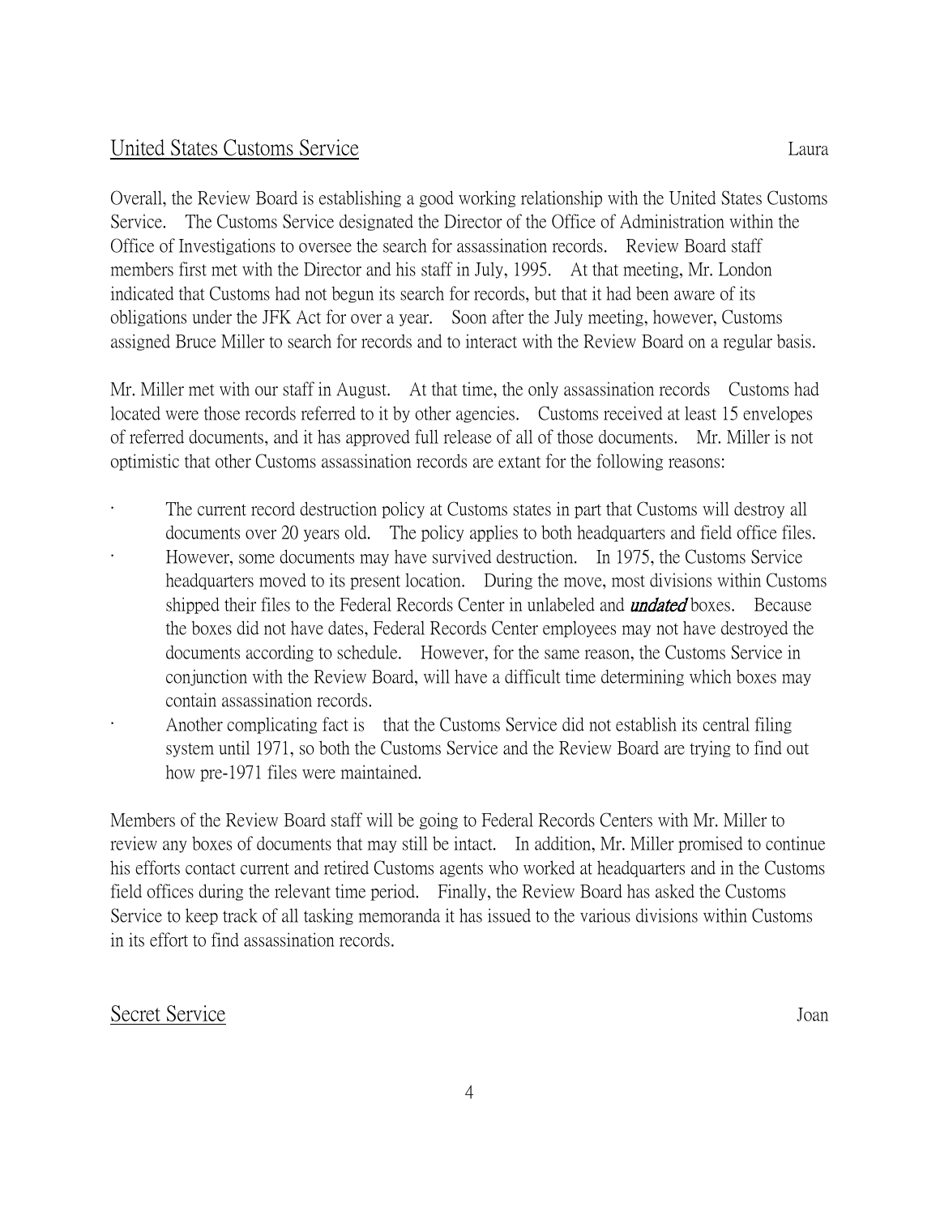## <u>United States Customs Service</u> Laura

Overall, the Review Board is establishing a good working relationship with the United States Customs Service. The Customs Service designated the Director of the Office of Administration within the Office of Investigations to oversee the search for assassination records. Review Board staff members first met with the Director and his staff in July, 1995. At that meeting, Mr. London indicated that Customs had not begun its search for records, but that it had been aware of its obligations under the JFK Act for over a year. Soon after the July meeting, however, Customs assigned Bruce Miller to search for records and to interact with the Review Board on a regular basis.

Mr. Miller met with our staff in August. At that time, the only assassination records Customs had located were those records referred to it by other agencies. Customs received at least 15 envelopes of referred documents, and it has approved full release of all of those documents. Mr. Miller is not optimistic that other Customs assassination records are extant for the following reasons:

- The current record destruction policy at Customs states in part that Customs will destroy all documents over 20 years old. The policy applies to both headquarters and field office files.
- However, some documents may have survived destruction. In 1975, the Customs Service headquarters moved to its present location. During the move, most divisions within Customs shipped their files to the Federal Records Center in unlabeled and ***undated*** boxes. Because the boxes did not have dates, Federal Records Center employees may not have destroyed the documents according to schedule. However, for the same reason, the Customs Service in conjunction with the Review Board, will have a difficult time determining which boxes may contain assassination records.
- Another complicating fact is that the Customs Service did not establish its central filing system until 1971, so both the Customs Service and the Review Board are trying to find out how pre-1971 files were maintained.

Members of the Review Board staff will be going to Federal Records Centers with Mr. Miller to review any boxes of documents that may still be intact. In addition, Mr. Miller promised to continue his efforts contact current and retired Customs agents who worked at headquarters and in the Customs field offices during the relevant time period. Finally, the Review Board has asked the Customs Service to keep track of all tasking memoranda it has issued to the various divisions within Customs in its effort to find assassination records.

## <u>Secret Service</u> Joan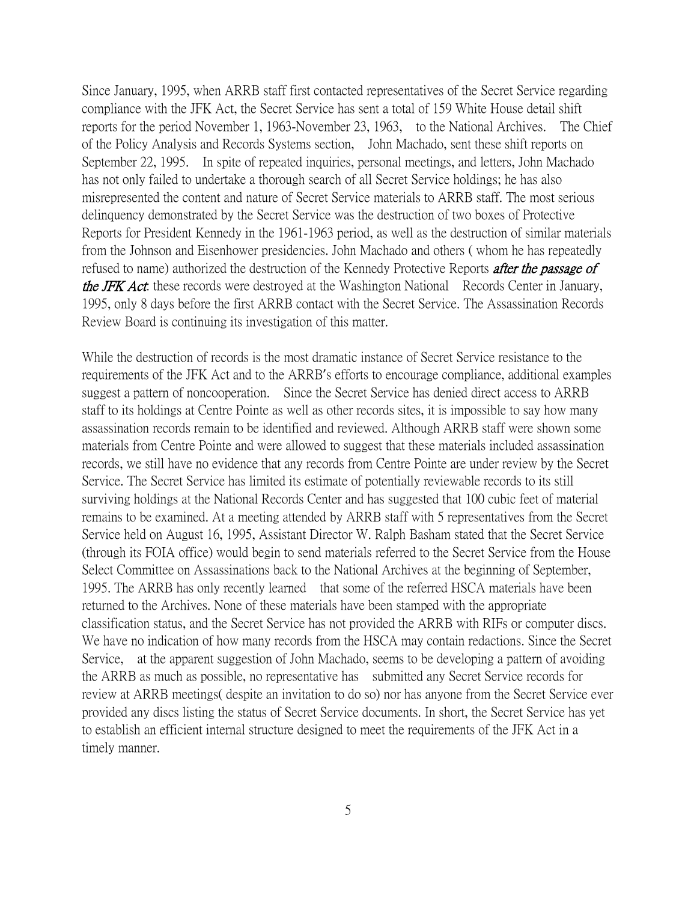Since January, 1995, when ARRB staff first contacted representatives of the Secret Service regarding compliance with the JFK Act, the Secret Service has sent a total of 159 White House detail shift reports for the period November 1, 1963-November 23, 1963, to the National Archives. The Chief of the Policy Analysis and Records Systems section, John Machado, sent these shift reports on September 22, 1995. In spite of repeated inquiries, personal meetings, and letters, John Machado has not only failed to undertake a thorough search of all Secret Service holdings; he has also misrepresented the content and nature of Secret Service materials to ARRB staff. The most serious delinquency demonstrated by the Secret Service was the destruction of two boxes of Protective Reports for President Kennedy in the 1961-1963 period, as well as the destruction of similar materials from the Johnson and Eisenhower presidencies. John Machado and others ( whom he has repeatedly refused to name) authorized the destruction of the Kennedy Protective Reports ***after the passage of the JFK Act***: these records were destroyed at the Washington National Records Center in January, 1995, only 8 days before the first ARRB contact with the Secret Service. The Assassination Records Review Board is continuing its investigation of this matter.

While the destruction of records is the most dramatic instance of Secret Service resistance to the requirements of the JFK Act and to the ARRB's efforts to encourage compliance, additional examples suggest a pattern of noncooperation. Since the Secret Service has denied direct access to ARRB staff to its holdings at Centre Pointe as well as other records sites, it is impossible to say how many assassination records remain to be identified and reviewed. Although ARRB staff were shown some materials from Centre Pointe and were allowed to suggest that these materials included assassination records, we still have no evidence that any records from Centre Pointe are under review by the Secret Service. The Secret Service has limited its estimate of potentially reviewable records to its still surviving holdings at the National Records Center and has suggested that 100 cubic feet of material remains to be examined. At a meeting attended by ARRB staff with 5 representatives from the Secret Service held on August 16, 1995, Assistant Director W. Ralph Basham stated that the Secret Service (through its FOIA office) would begin to send materials referred to the Secret Service from the House Select Committee on Assassinations back to the National Archives at the beginning of September, 1995. The ARRB has only recently learned that some of the referred HSCA materials have been returned to the Archives. None of these materials have been stamped with the appropriate classification status, and the Secret Service has not provided the ARRB with RIFs or computer discs. We have no indication of how many records from the HSCA may contain redactions. Since the Secret Service, at the apparent suggestion of John Machado, seems to be developing a pattern of avoiding the ARRB as much as possible, no representative has submitted any Secret Service records for review at ARRB meetings( despite an invitation to do so) nor has anyone from the Secret Service ever provided any discs listing the status of Secret Service documents. In short, the Secret Service has yet to establish an efficient internal structure designed to meet the requirements of the JFK Act in a timely manner.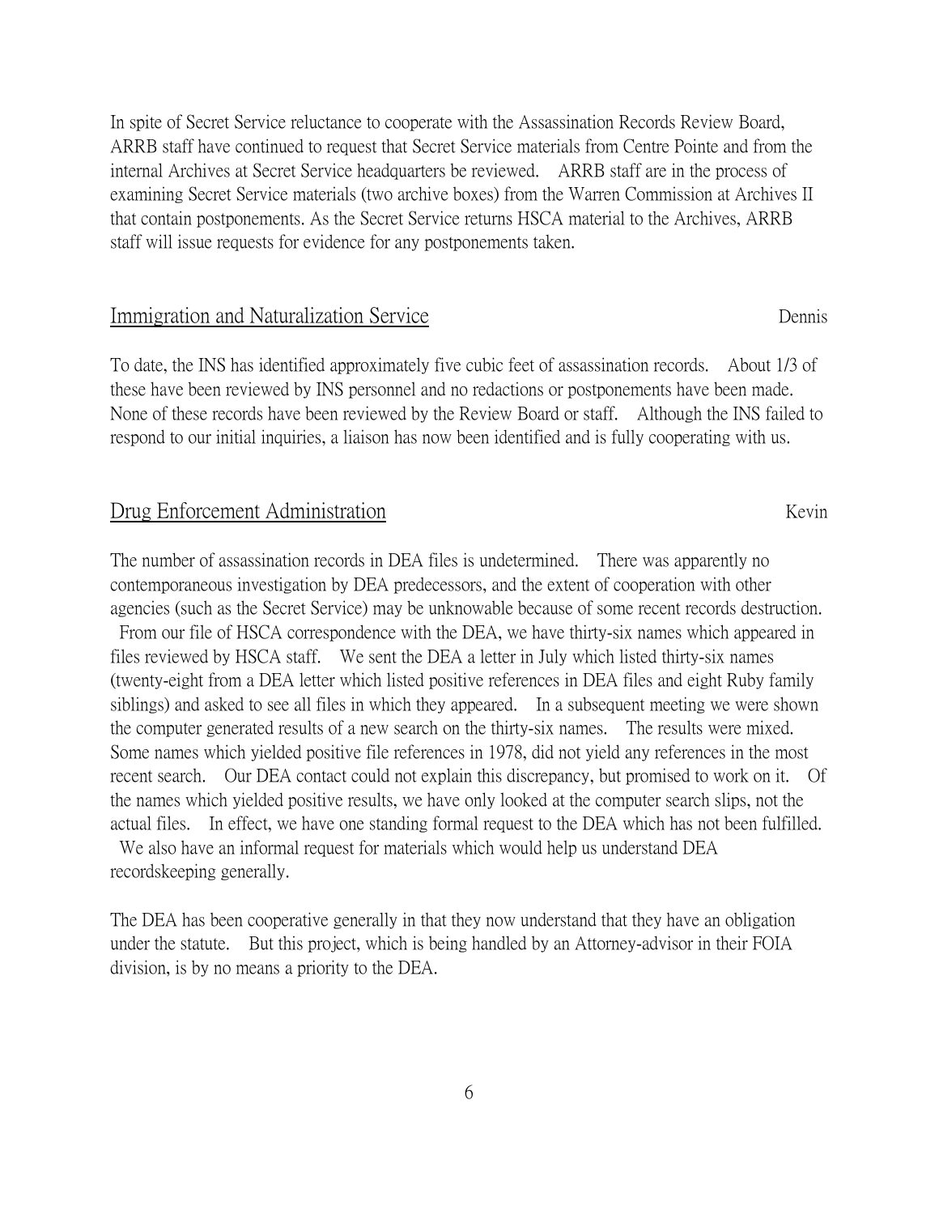In spite of Secret Service reluctance to cooperate with the Assassination Records Review Board, ARRB staff have continued to request that Secret Service materials from Centre Pointe and from the internal Archives at Secret Service headquarters be reviewed. ARRB staff are in the process of examining Secret Service materials (two archive boxes) from the Warren Commission at Archives II that contain postponements. As the Secret Service returns HSCA material to the Archives, ARRB staff will issue requests for evidence for any postponements taken.

## Immigration and Naturalization Service — Dennis

To date, the INS has identified approximately five cubic feet of assassination records. About 1/3 of these have been reviewed by INS personnel and no redactions or postponements have been made. None of these records have been reviewed by the Review Board or staff. Although the INS failed to respond to our initial inquiries, a liaison has now been identified and is fully cooperating with us.

## Drug Enforcement Administration — Kevin

The number of assassination records in DEA files is undetermined. There was apparently no contemporaneous investigation by DEA predecessors, and the extent of cooperation with other agencies (such as the Secret Service) may be unknowable because of some recent records destruction. From our file of HSCA correspondence with the DEA, we have thirty-six names which appeared in files reviewed by HSCA staff. We sent the DEA a letter in July which listed thirty-six names (twenty-eight from a DEA letter which listed positive references in DEA files and eight Ruby family siblings) and asked to see all files in which they appeared. In a subsequent meeting we were shown the computer generated results of a new search on the thirty-six names. The results were mixed. Some names which yielded positive file references in 1978, did not yield any references in the most recent search. Our DEA contact could not explain this discrepancy, but promised to work on it. Of the names which yielded positive results, we have only looked at the computer search slips, not the actual files. In effect, we have one standing formal request to the DEA which has not been fulfilled. We also have an informal request for materials which would help us understand DEA recordskeeping generally.

The DEA has been cooperative generally in that they now understand that they have an obligation under the statute. But this project, which is being handled by an Attorney-advisor in their FOIA division, is by no means a priority to the DEA.